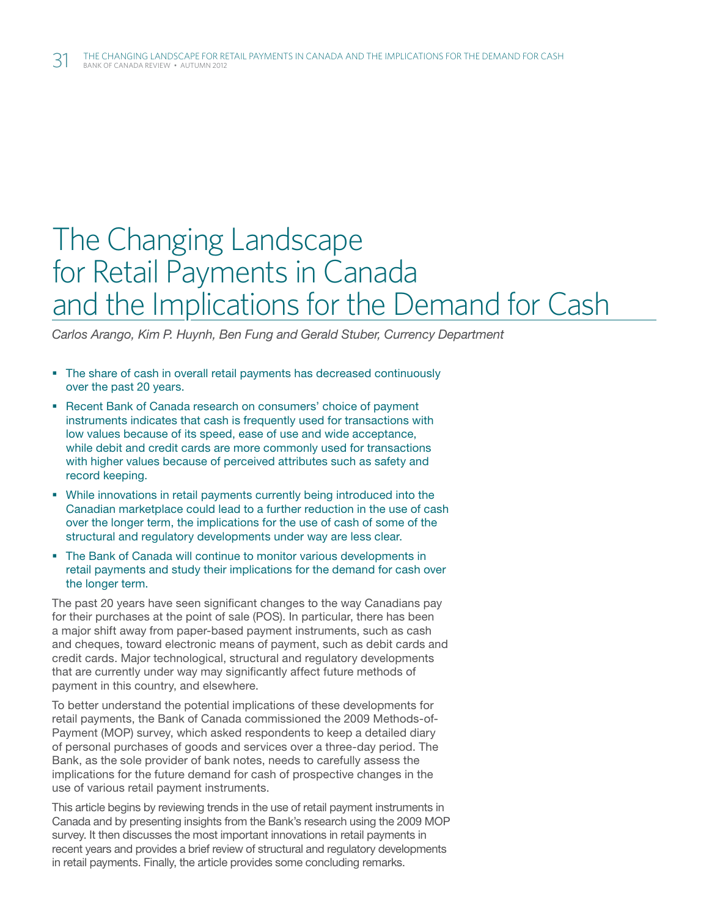# The Changing Landscape for Retail Payments in Canada and the Implications for the Demand for Cash

*Carlos Arango, Kim P. Huynh, Ben Fung and Gerald Stuber, Currency Department*

- The share of cash in overall retail payments has decreased continuously over the past 20 years.
- Recent Bank of Canada research on consumers' choice of payment instruments indicates that cash is frequently used for transactions with low values because of its speed, ease of use and wide acceptance, while debit and credit cards are more commonly used for transactions with higher values because of perceived attributes such as safety and record keeping.
- While innovations in retail payments currently being introduced into the Canadian marketplace could lead to a further reduction in the use of cash over the longer term, the implications for the use of cash of some of the structural and regulatory developments under way are less clear.
- The Bank of Canada will continue to monitor various developments in retail payments and study their implications for the demand for cash over the longer term.

The past 20 years have seen significant changes to the way Canadians pay for their purchases at the point of sale (POS). In particular, there has been a major shift away from paper-based payment instruments, such as cash and cheques, toward electronic means of payment, such as debit cards and credit cards. Major technological, structural and regulatory developments that are currently under way may significantly affect future methods of payment in this country, and elsewhere.

To better understand the potential implications of these developments for retail payments, the Bank of Canada commissioned the 2009 Methods-of-Payment (MOP) survey, which asked respondents to keep a detailed diary of personal purchases of goods and services over a three-day period. The Bank, as the sole provider of bank notes, needs to carefully assess the implications for the future demand for cash of prospective changes in the use of various retail payment instruments.

This article begins by reviewing trends in the use of retail payment instruments in Canada and by presenting insights from the Bank's research using the 2009 MOP survey. It then discusses the most important innovations in retail payments in recent years and provides a brief review of structural and regulatory developments in retail payments. Finally, the article provides some concluding remarks.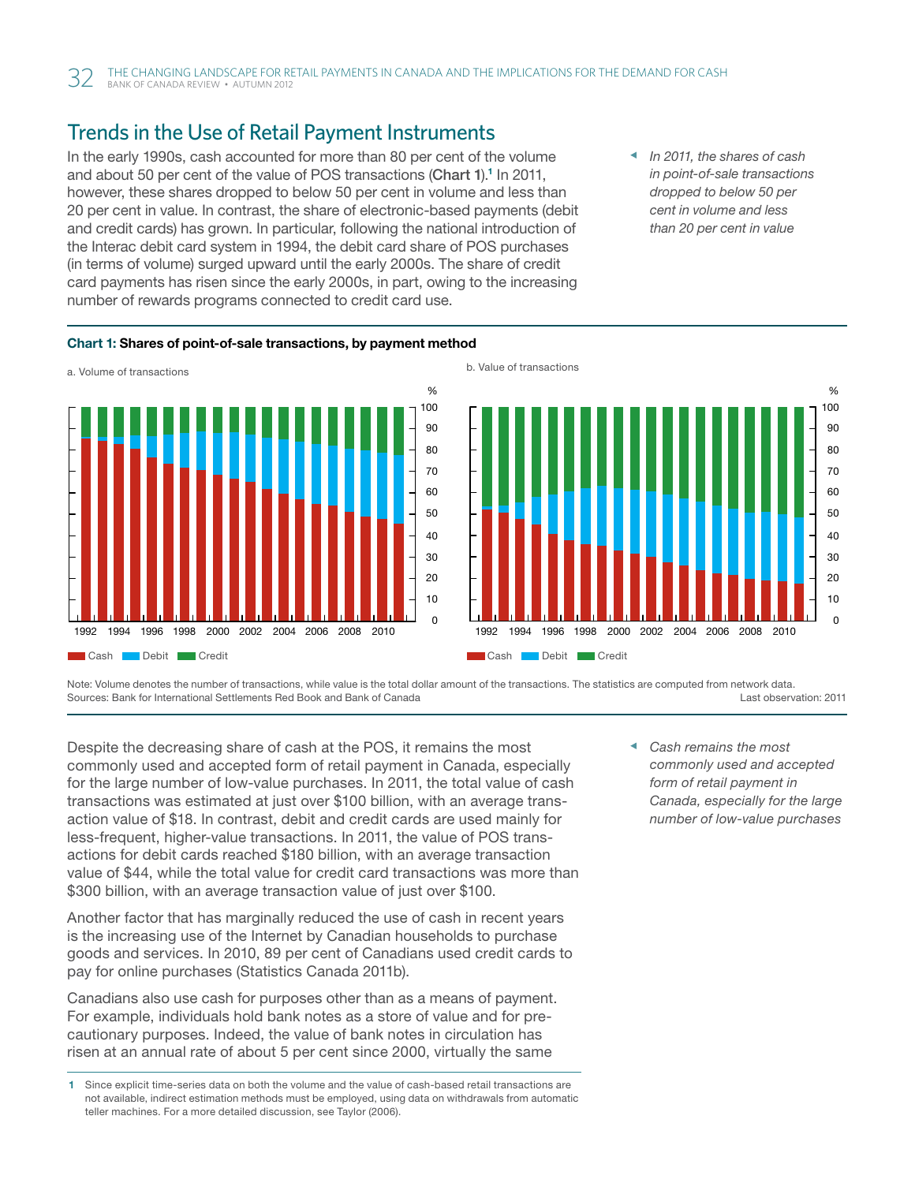## Trends in the Use of Retail Payment Instruments

In the early 1990s, cash accounted for more than 80 per cent of the volume and about 50 per cent of the value of POS transactions (**Chart 1**).[1] In 2011, however, these shares dropped to below 50 per cent in volume and less than 20 per cent in value. In contrast, the share of electronic-based payments (debit and credit cards) has grown. In particular, following the national introduction of the Interac debit card system in 1994, the debit card share of POS purchases (in terms of volume) surged upward until the early 2000s. The share of credit card payments has risen since the early 2000s, in part, owing to the increasing number of rewards programs connected to credit card use.

*In 2011, the shares of cash in point-of-sale transactions dropped to below 50 per cent in volume and less than 20 per cent in value*

**Chart 1: Shares of point-of-sale transactions, by payment method**

a. Volume of transactions

b. Value of transactions

Cash Debit Credit

Note: Volume denotes the number of transactions, while value is the total dollar amount of the transactions. The statistics are computed from network data.

Sources: Bank for International Settlements Red Book and Bank of Canada

Last observation: 2011

Despite the decreasing share of cash at the POS, it remains the most commonly used and accepted form of retail payment in Canada, especially for the large number of low-value purchases. In 2011, the total value of cash transactions was estimated at just over $100 billion, with an average transaction value of $18. In contrast, debit and credit cards are used mainly for less-frequent, higher-value transactions. In 2011, the value of POS transactions for debit cards reached $180 billion, with an average transaction value of $44, while the total value for credit card transactions was more than $300 billion, with an average transaction value of just over $100.

*Cash remains the most commonly used and accepted form of retail payment in Canada, especially for the large number of low-value purchases*

Another factor that has marginally reduced the use of cash in recent years is the increasing use of the Internet by Canadian households to purchase goods and services. In 2010, 89 per cent of Canadians used credit cards to pay for online purchases (Statistics Canada 2011b).

Canadians also use cash for purposes other than as a means of payment. For example, individuals hold bank notes as a store of value and for precautionary purposes. Indeed, the value of bank notes in circulation has risen at an annual rate of about 5 per cent since 2000, virtually the same

1 Since explicit time-series data on both the volume and the value of cash-based retail transactions are not available, indirect estimation methods must be employed, using data on withdrawals from automatic teller machines. For a more detailed discussion, see Taylor (2006).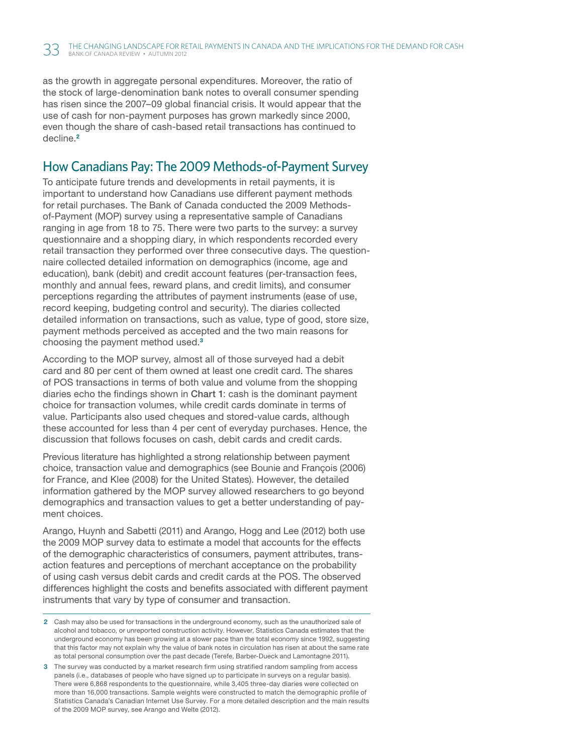as the growth in aggregate personal expenditures. Moreover, the ratio of the stock of large-denomination bank notes to overall consumer spending has risen since the 2007–09 global financial crisis. It would appear that the use of cash for non-payment purposes has grown markedly since 2000, even though the share of cash-based retail transactions has continued to decline.[2]

## How Canadians Pay: The 2009 Methods-of-Payment Survey

To anticipate future trends and developments in retail payments, it is important to understand how Canadians use different payment methods for retail purchases. The Bank of Canada conducted the 2009 Methods-of-Payment (MOP) survey using a representative sample of Canadians ranging in age from 18 to 75. There were two parts to the survey: a survey questionnaire and a shopping diary, in which respondents recorded every retail transaction they performed over three consecutive days. The questionnaire collected detailed information on demographics (income, age and education), bank (debit) and credit account features (per-transaction fees, monthly and annual fees, reward plans, and credit limits), and consumer perceptions regarding the attributes of payment instruments (ease of use, record keeping, budgeting control and security). The diaries collected detailed information on transactions, such as value, type of good, store size, payment methods perceived as accepted and the two main reasons for choosing the payment method used.[3]

According to the MOP survey, almost all of those surveyed had a debit card and 80 per cent of them owned at least one credit card. The shares of POS transactions in terms of both value and volume from the shopping diaries echo the findings shown in **Chart 1**: cash is the dominant payment choice for transaction volumes, while credit cards dominate in terms of value. Participants also used cheques and stored-value cards, although these accounted for less than 4 per cent of everyday purchases. Hence, the discussion that follows focuses on cash, debit cards and credit cards.

Previous literature has highlighted a strong relationship between payment choice, transaction value and demographics (see Bounie and François (2006) for France, and Klee (2008) for the United States). However, the detailed information gathered by the MOP survey allowed researchers to go beyond demographics and transaction values to get a better understanding of payment choices.

Arango, Huynh and Sabetti (2011) and Arango, Hogg and Lee (2012) both use the 2009 MOP survey data to estimate a model that accounts for the effects of the demographic characteristics of consumers, payment attributes, transaction features and perceptions of merchant acceptance on the probability of using cash versus debit cards and credit cards at the POS. The observed differences highlight the costs and benefits associated with different payment instruments that vary by type of consumer and transaction.

---

**2** Cash may also be used for transactions in the underground economy, such as the unauthorized sale of alcohol and tobacco, or unreported construction activity. However, Statistics Canada estimates that the underground economy has been growing at a slower pace than the total economy since 1992, suggesting that this factor may not explain why the value of bank notes in circulation has risen at about the same rate as total personal consumption over the past decade (Terefe, Barber-Dueck and Lamontagne 2011).

**3** The survey was conducted by a market research firm using stratified random sampling from access panels (i.e., databases of people who have signed up to participate in surveys on a regular basis). There were 6,868 respondents to the questionnaire, while 3,405 three-day diaries were collected on more than 16,000 transactions. Sample weights were constructed to match the demographic profile of Statistics Canada's Canadian Internet Use Survey. For a more detailed description and the main results of the 2009 MOP survey, see Arango and Welte (2012).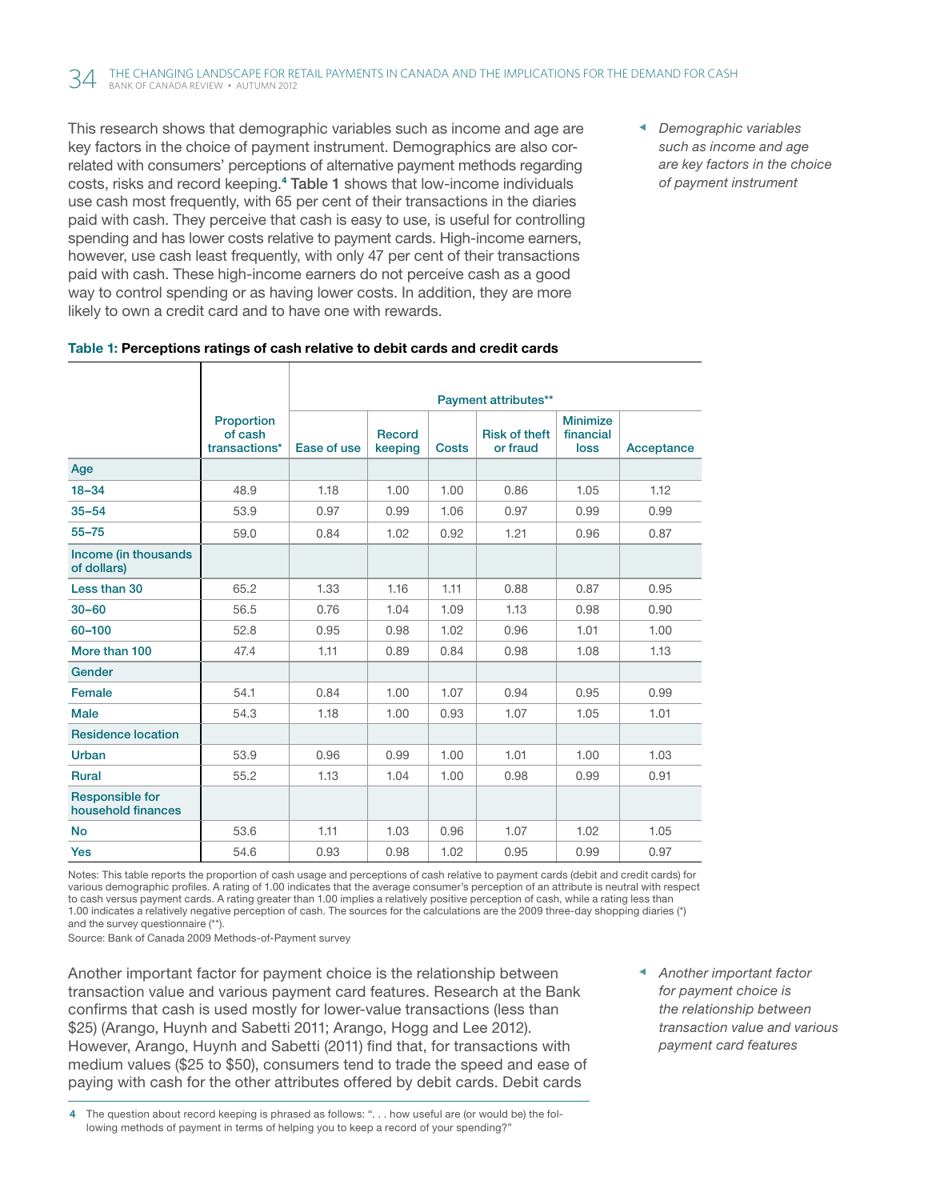This research shows that demographic variables such as income and age are key factors in the choice of payment instrument. Demographics are also correlated with consumers' perceptions of alternative payment methods regarding costs, risks and record keeping.[4] **Table 1** shows that low-income individuals use cash most frequently, with 65 per cent of their transactions in the diaries paid with cash. They perceive that cash is easy to use, is useful for controlling spending and has lower costs relative to payment cards. High-income earners, however, use cash least frequently, with only 47 per cent of their transactions paid with cash. These high-income earners do not perceive cash as a good way to control spending or as having lower costs. In addition, they are more likely to own a credit card and to have one with rewards.

*Demographic variables such as income and age are key factors in the choice of payment instrument*

**Table 1: Perceptions ratings of cash relative to debit cards and credit cards**

| | Proportion of cash transactions* | Payment attributes** | | | | | |
|---|---|---|---|---|---|---|---|
| | | Ease of use | Record keeping | Costs | Risk of theft or fraud | Minimize financial loss | Acceptance |
| **Age** | | | | | | | |
| 18–34 | 48.9 | 1.18 | 1.00 | 1.00 | 0.86 | 1.05 | 1.12 |
| 35–54 | 53.9 | 0.97 | 0.99 | 1.06 | 0.97 | 0.99 | 0.99 |
| 55–75 | 59.0 | 0.84 | 1.02 | 0.92 | 1.21 | 0.96 | 0.87 |
| **Income (in thousands of dollars)** | | | | | | | |
| Less than 30 | 65.2 | 1.33 | 1.16 | 1.11 | 0.88 | 0.87 | 0.95 |
| 30–60 | 56.5 | 0.76 | 1.04 | 1.09 | 1.13 | 0.98 | 0.90 |
| 60–100 | 52.8 | 0.95 | 0.98 | 1.02 | 0.96 | 1.01 | 1.00 |
| More than 100 | 47.4 | 1.11 | 0.89 | 0.84 | 0.98 | 1.08 | 1.13 |
| **Gender** | | | | | | | |
| Female | 54.1 | 0.84 | 1.00 | 1.07 | 0.94 | 0.95 | 0.99 |
| Male | 54.3 | 1.18 | 1.00 | 0.93 | 1.07 | 1.05 | 1.01 |
| **Residence location** | | | | | | | |
| Urban | 53.9 | 0.96 | 0.99 | 1.00 | 1.01 | 1.00 | 1.03 |
| Rural | 55.2 | 1.13 | 1.04 | 1.00 | 0.98 | 0.99 | 0.91 |
| **Responsible for household finances** | | | | | | | |
| No | 53.6 | 1.11 | 1.03 | 0.96 | 1.07 | 1.02 | 1.05 |
| Yes | 54.6 | 0.93 | 0.98 | 1.02 | 0.95 | 0.99 | 0.97 |

Notes: This table reports the proportion of cash usage and perceptions of cash relative to payment cards (debit and credit cards) for various demographic profiles. A rating of 1.00 indicates that the average consumer's perception of an attribute is neutral with respect to cash versus payment cards. A rating greater than 1.00 implies a relatively positive perception of cash, while a rating less than 1.00 indicates a relatively negative perception of cash. The sources for the calculations are the 2009 three-day shopping diaries (*) and the survey questionnaire (**).

Source: Bank of Canada 2009 Methods-of-Payment survey

Another important factor for payment choice is the relationship between transaction value and various payment card features. Research at the Bank confirms that cash is used mostly for lower-value transactions (less than $25) (Arango, Huynh and Sabetti 2011; Arango, Hogg and Lee 2012). However, Arango, Huynh and Sabetti (2011) find that, for transactions with medium values ($25 to $50), consumers tend to trade the speed and ease of paying with cash for the other attributes offered by debit cards. Debit cards

*Another important factor for payment choice is the relationship between transaction value and various payment card features*

[4] The question about record keeping is phrased as follows: ". . . how useful are (or would be) the following methods of payment in terms of helping you to keep a record of your spending?"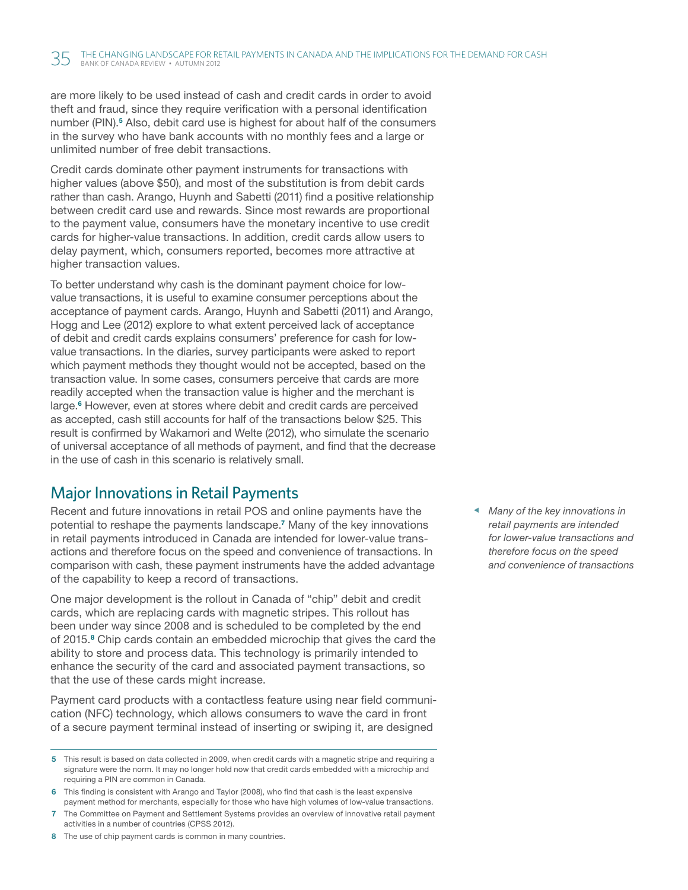are more likely to be used instead of cash and credit cards in order to avoid theft and fraud, since they require verification with a personal identification number (PIN).[5] Also, debit card use is highest for about half of the consumers in the survey who have bank accounts with no monthly fees and a large or unlimited number of free debit transactions.

Credit cards dominate other payment instruments for transactions with higher values (above $50), and most of the substitution is from debit cards rather than cash. Arango, Huynh and Sabetti (2011) find a positive relationship between credit card use and rewards. Since most rewards are proportional to the payment value, consumers have the monetary incentive to use credit cards for higher-value transactions. In addition, credit cards allow users to delay payment, which, consumers reported, becomes more attractive at higher transaction values.

To better understand why cash is the dominant payment choice for low-value transactions, it is useful to examine consumer perceptions about the acceptance of payment cards. Arango, Huynh and Sabetti (2011) and Arango, Hogg and Lee (2012) explore to what extent perceived lack of acceptance of debit and credit cards explains consumers' preference for cash for low-value transactions. In the diaries, survey participants were asked to report which payment methods they thought would not be accepted, based on the transaction value. In some cases, consumers perceive that cards are more readily accepted when the transaction value is higher and the merchant is large.[6] However, even at stores where debit and credit cards are perceived as accepted, cash still accounts for half of the transactions below $25. This result is confirmed by Wakamori and Welte (2012), who simulate the scenario of universal acceptance of all methods of payment, and find that the decrease in the use of cash in this scenario is relatively small.

## Major Innovations in Retail Payments

*Many of the key innovations in retail payments are intended for lower-value transactions and therefore focus on the speed and convenience of transactions*

Recent and future innovations in retail POS and online payments have the potential to reshape the payments landscape.[7] Many of the key innovations in retail payments introduced in Canada are intended for lower-value transactions and therefore focus on the speed and convenience of transactions. In comparison with cash, these payment instruments have the added advantage of the capability to keep a record of transactions.

One major development is the rollout in Canada of "chip" debit and credit cards, which are replacing cards with magnetic stripes. This rollout has been under way since 2008 and is scheduled to be completed by the end of 2015.[8] Chip cards contain an embedded microchip that gives the card the ability to store and process data. This technology is primarily intended to enhance the security of the card and associated payment transactions, so that the use of these cards might increase.

Payment card products with a contactless feature using near field communication (NFC) technology, which allows consumers to wave the card in front of a secure payment terminal instead of inserting or swiping it, are designed

---

5 This result is based on data collected in 2009, when credit cards with a magnetic stripe and requiring a signature were the norm. It may no longer hold now that credit cards embedded with a microchip and requiring a PIN are common in Canada.

6 This finding is consistent with Arango and Taylor (2008), who find that cash is the least expensive payment method for merchants, especially for those who have high volumes of low-value transactions.

7 The Committee on Payment and Settlement Systems provides an overview of innovative retail payment activities in a number of countries (CPSS 2012).

8 The use of chip payment cards is common in many countries.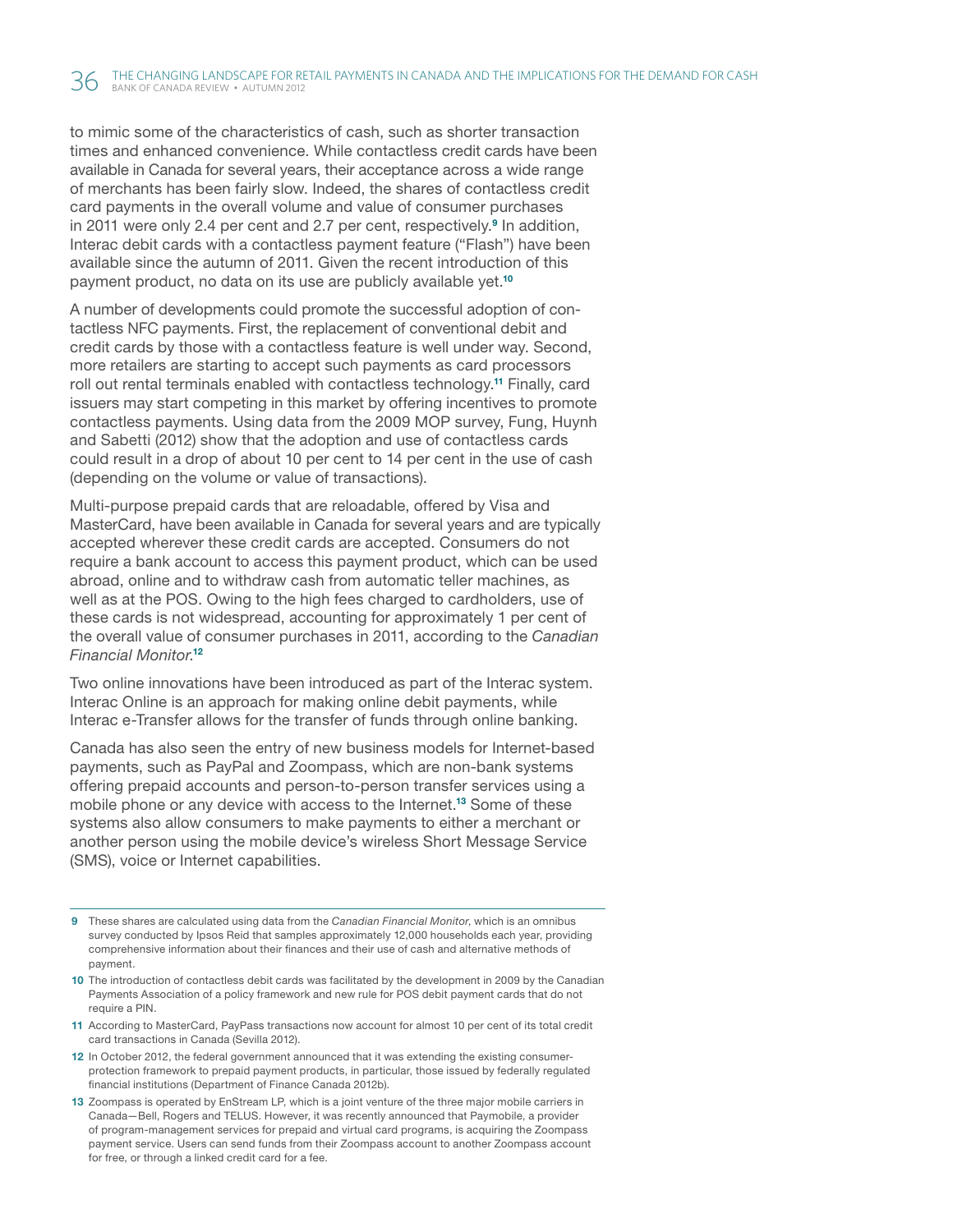to mimic some of the characteristics of cash, such as shorter transaction times and enhanced convenience. While contactless credit cards have been available in Canada for several years, their acceptance across a wide range of merchants has been fairly slow. Indeed, the shares of contactless credit card payments in the overall volume and value of consumer purchases in 2011 were only 2.4 per cent and 2.7 per cent, respectively.[9] In addition, Interac debit cards with a contactless payment feature ("Flash") have been available since the autumn of 2011. Given the recent introduction of this payment product, no data on its use are publicly available yet.[10]

A number of developments could promote the successful adoption of contactless NFC payments. First, the replacement of conventional debit and credit cards by those with a contactless feature is well under way. Second, more retailers are starting to accept such payments as card processors roll out rental terminals enabled with contactless technology.[11] Finally, card issuers may start competing in this market by offering incentives to promote contactless payments. Using data from the 2009 MOP survey, Fung, Huynh and Sabetti (2012) show that the adoption and use of contactless cards could result in a drop of about 10 per cent to 14 per cent in the use of cash (depending on the volume or value of transactions).

Multi-purpose prepaid cards that are reloadable, offered by Visa and MasterCard, have been available in Canada for several years and are typically accepted wherever these credit cards are accepted. Consumers do not require a bank account to access this payment product, which can be used abroad, online and to withdraw cash from automatic teller machines, as well as at the POS. Owing to the high fees charged to cardholders, use of these cards is not widespread, accounting for approximately 1 per cent of the overall value of consumer purchases in 2011, according to the *Canadian Financial Monitor*.[12]

Two online innovations have been introduced as part of the Interac system. Interac Online is an approach for making online debit payments, while Interac e-Transfer allows for the transfer of funds through online banking.

Canada has also seen the entry of new business models for Internet-based payments, such as PayPal and Zoompass, which are non-bank systems offering prepaid accounts and person-to-person transfer services using a mobile phone or any device with access to the Internet.[13] Some of these systems also allow consumers to make payments to either a merchant or another person using the mobile device's wireless Short Message Service (SMS), voice or Internet capabilities.

---

9 These shares are calculated using data from the *Canadian Financial Monitor*, which is an omnibus survey conducted by Ipsos Reid that samples approximately 12,000 households each year, providing comprehensive information about their finances and their use of cash and alternative methods of payment.

10 The introduction of contactless debit cards was facilitated by the development in 2009 by the Canadian Payments Association of a policy framework and new rule for POS debit payment cards that do not require a PIN.

11 According to MasterCard, PayPass transactions now account for almost 10 per cent of its total credit card transactions in Canada (Sevilla 2012).

12 In October 2012, the federal government announced that it was extending the existing consumer-protection framework to prepaid payment products, in particular, those issued by federally regulated financial institutions (Department of Finance Canada 2012b).

13 Zoompass is operated by EnStream LP, which is a joint venture of the three major mobile carriers in Canada—Bell, Rogers and TELUS. However, it was recently announced that Paymobile, a provider of program-management services for prepaid and virtual card programs, is acquiring the Zoompass payment service. Users can send funds from their Zoompass account to another Zoompass account for free, or through a linked credit card for a fee.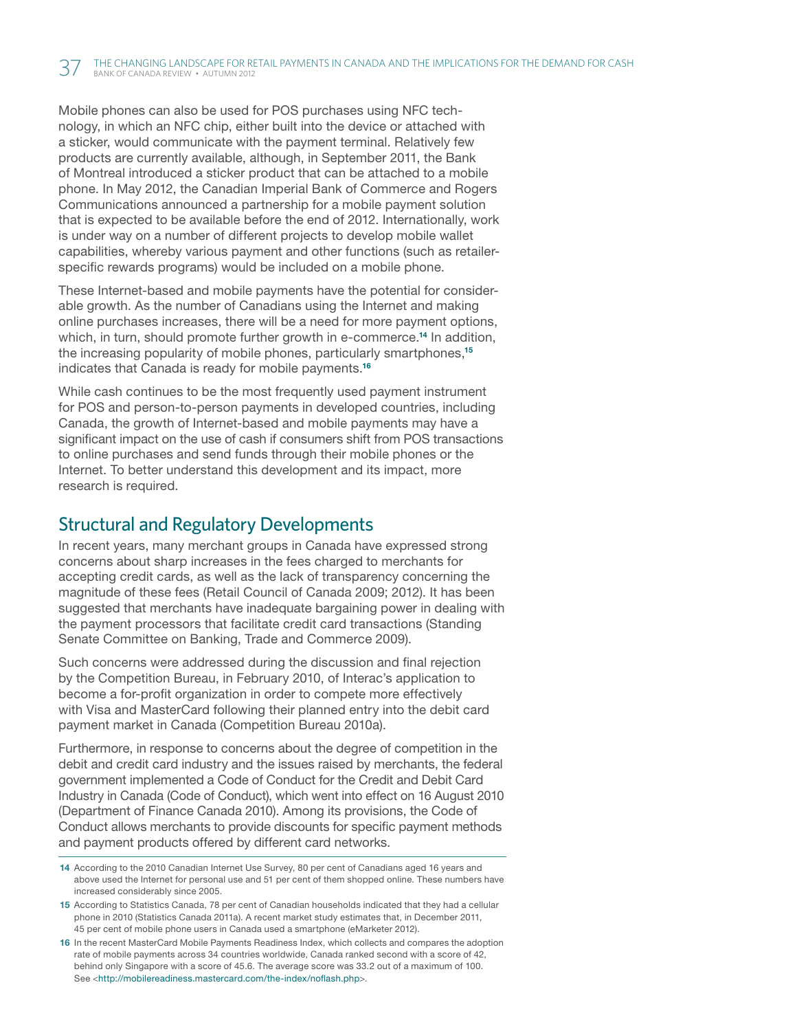Mobile phones can also be used for POS purchases using NFC technology, in which an NFC chip, either built into the device or attached with a sticker, would communicate with the payment terminal. Relatively few products are currently available, although, in September 2011, the Bank of Montreal introduced a sticker product that can be attached to a mobile phone. In May 2012, the Canadian Imperial Bank of Commerce and Rogers Communications announced a partnership for a mobile payment solution that is expected to be available before the end of 2012. Internationally, work is under way on a number of different projects to develop mobile wallet capabilities, whereby various payment and other functions (such as retailer-specific rewards programs) would be included on a mobile phone.

These Internet-based and mobile payments have the potential for considerable growth. As the number of Canadians using the Internet and making online purchases increases, there will be a need for more payment options, which, in turn, should promote further growth in e-commerce.[14] In addition, the increasing popularity of mobile phones, particularly smartphones,[15] indicates that Canada is ready for mobile payments.[16]

While cash continues to be the most frequently used payment instrument for POS and person-to-person payments in developed countries, including Canada, the growth of Internet-based and mobile payments may have a significant impact on the use of cash if consumers shift from POS transactions to online purchases and send funds through their mobile phones or the Internet. To better understand this development and its impact, more research is required.

## Structural and Regulatory Developments

In recent years, many merchant groups in Canada have expressed strong concerns about sharp increases in the fees charged to merchants for accepting credit cards, as well as the lack of transparency concerning the magnitude of these fees (Retail Council of Canada 2009; 2012). It has been suggested that merchants have inadequate bargaining power in dealing with the payment processors that facilitate credit card transactions (Standing Senate Committee on Banking, Trade and Commerce 2009).

Such concerns were addressed during the discussion and final rejection by the Competition Bureau, in February 2010, of Interac's application to become a for-profit organization in order to compete more effectively with Visa and MasterCard following their planned entry into the debit card payment market in Canada (Competition Bureau 2010a).

Furthermore, in response to concerns about the degree of competition in the debit and credit card industry and the issues raised by merchants, the federal government implemented a Code of Conduct for the Credit and Debit Card Industry in Canada (Code of Conduct), which went into effect on 16 August 2010 (Department of Finance Canada 2010). Among its provisions, the Code of Conduct allows merchants to provide discounts for specific payment methods and payment products offered by different card networks.

---

14 According to the 2010 Canadian Internet Use Survey, 80 per cent of Canadians aged 16 years and above used the Internet for personal use and 51 per cent of them shopped online. These numbers have increased considerably since 2005.

15 According to Statistics Canada, 78 per cent of Canadian households indicated that they had a cellular phone in 2010 (Statistics Canada 2011a). A recent market study estimates that, in December 2011, 45 per cent of mobile phone users in Canada used a smartphone (eMarketer 2012).

16 In the recent MasterCard Mobile Payments Readiness Index, which collects and compares the adoption rate of mobile payments across 34 countries worldwide, Canada ranked second with a score of 42, behind only Singapore with a score of 45.6. The average score was 33.2 out of a maximum of 100. See <http://mobilereadiness.mastercard.com/the-index/noflash.php>.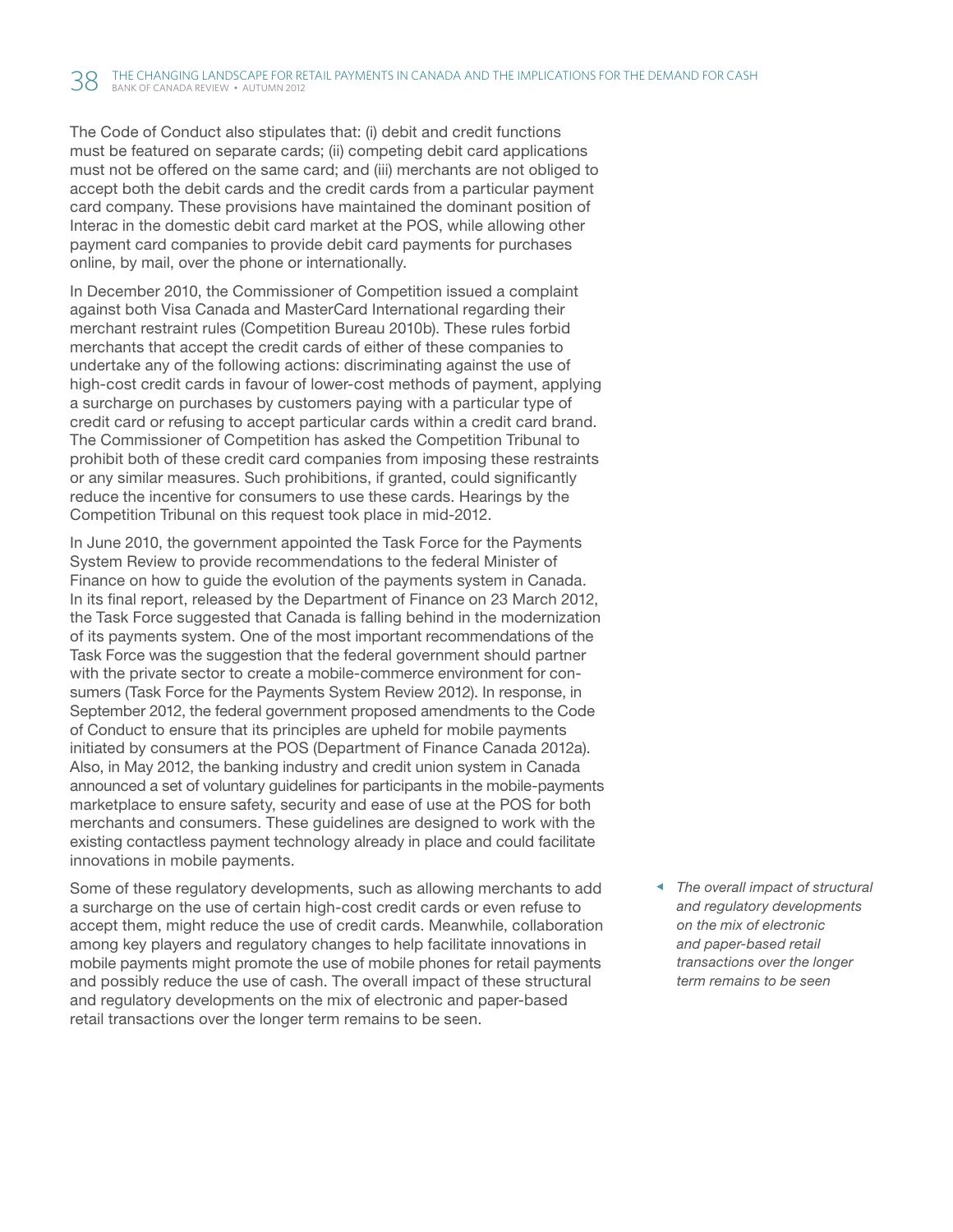The Code of Conduct also stipulates that: (i) debit and credit functions must be featured on separate cards; (ii) competing debit card applications must not be offered on the same card; and (iii) merchants are not obliged to accept both the debit cards and the credit cards from a particular payment card company. These provisions have maintained the dominant position of Interac in the domestic debit card market at the POS, while allowing other payment card companies to provide debit card payments for purchases online, by mail, over the phone or internationally.

In December 2010, the Commissioner of Competition issued a complaint against both Visa Canada and MasterCard International regarding their merchant restraint rules (Competition Bureau 2010b). These rules forbid merchants that accept the credit cards of either of these companies to undertake any of the following actions: discriminating against the use of high-cost credit cards in favour of lower-cost methods of payment, applying a surcharge on purchases by customers paying with a particular type of credit card or refusing to accept particular cards within a credit card brand. The Commissioner of Competition has asked the Competition Tribunal to prohibit both of these credit card companies from imposing these restraints or any similar measures. Such prohibitions, if granted, could significantly reduce the incentive for consumers to use these cards. Hearings by the Competition Tribunal on this request took place in mid-2012.

In June 2010, the government appointed the Task Force for the Payments System Review to provide recommendations to the federal Minister of Finance on how to guide the evolution of the payments system in Canada. In its final report, released by the Department of Finance on 23 March 2012, the Task Force suggested that Canada is falling behind in the modernization of its payments system. One of the most important recommendations of the Task Force was the suggestion that the federal government should partner with the private sector to create a mobile-commerce environment for consumers (Task Force for the Payments System Review 2012). In response, in September 2012, the federal government proposed amendments to the Code of Conduct to ensure that its principles are upheld for mobile payments initiated by consumers at the POS (Department of Finance Canada 2012a). Also, in May 2012, the banking industry and credit union system in Canada announced a set of voluntary guidelines for participants in the mobile-payments marketplace to ensure safety, security and ease of use at the POS for both merchants and consumers. These guidelines are designed to work with the existing contactless payment technology already in place and could facilitate innovations in mobile payments.

Some of these regulatory developments, such as allowing merchants to add a surcharge on the use of certain high-cost credit cards or even refuse to accept them, might reduce the use of credit cards. Meanwhile, collaboration among key players and regulatory changes to help facilitate innovations in mobile payments might promote the use of mobile phones for retail payments and possibly reduce the use of cash. The overall impact of these structural and regulatory developments on the mix of electronic and paper-based retail transactions over the longer term remains to be seen.

*The overall impact of structural and regulatory developments on the mix of electronic and paper-based retail transactions over the longer term remains to be seen*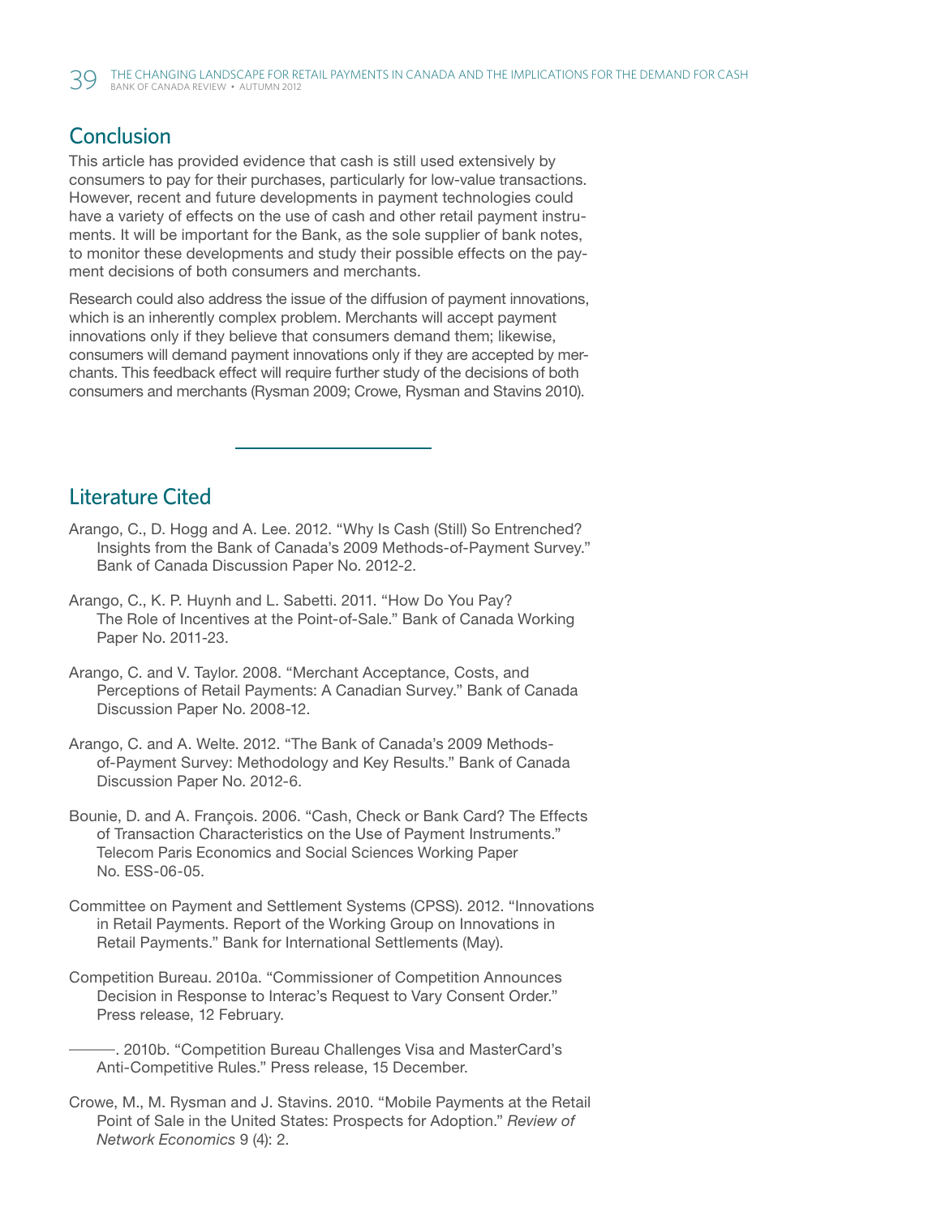## Conclusion

This article has provided evidence that cash is still used extensively by consumers to pay for their purchases, particularly for low-value transactions. However, recent and future developments in payment technologies could have a variety of effects on the use of cash and other retail payment instruments. It will be important for the Bank, as the sole supplier of bank notes, to monitor these developments and study their possible effects on the payment decisions of both consumers and merchants.

Research could also address the issue of the diffusion of payment innovations, which is an inherently complex problem. Merchants will accept payment innovations only if they believe that consumers demand them; likewise, consumers will demand payment innovations only if they are accepted by merchants. This feedback effect will require further study of the decisions of both consumers and merchants (Rysman 2009; Crowe, Rysman and Stavins 2010).

## Literature Cited

Arango, C., D. Hogg and A. Lee. 2012. "Why Is Cash (Still) So Entrenched? Insights from the Bank of Canada's 2009 Methods-of-Payment Survey." Bank of Canada Discussion Paper No. 2012-2.

Arango, C., K. P. Huynh and L. Sabetti. 2011. "How Do You Pay? The Role of Incentives at the Point-of-Sale." Bank of Canada Working Paper No. 2011-23.

Arango, C. and V. Taylor. 2008. "Merchant Acceptance, Costs, and Perceptions of Retail Payments: A Canadian Survey." Bank of Canada Discussion Paper No. 2008-12.

Arango, C. and A. Welte. 2012. "The Bank of Canada's 2009 Methods-of-Payment Survey: Methodology and Key Results." Bank of Canada Discussion Paper No. 2012-6.

Bounie, D. and A. François. 2006. "Cash, Check or Bank Card? The Effects of Transaction Characteristics on the Use of Payment Instruments." Telecom Paris Economics and Social Sciences Working Paper No. ESS-06-05.

Committee on Payment and Settlement Systems (CPSS). 2012. "Innovations in Retail Payments. Report of the Working Group on Innovations in Retail Payments." Bank for International Settlements (May).

Competition Bureau. 2010a. "Commissioner of Competition Announces Decision in Response to Interac's Request to Vary Consent Order." Press release, 12 February.

———. 2010b. "Competition Bureau Challenges Visa and MasterCard's Anti-Competitive Rules." Press release, 15 December.

Crowe, M., M. Rysman and J. Stavins. 2010. "Mobile Payments at the Retail Point of Sale in the United States: Prospects for Adoption." *Review of Network Economics* 9 (4): 2.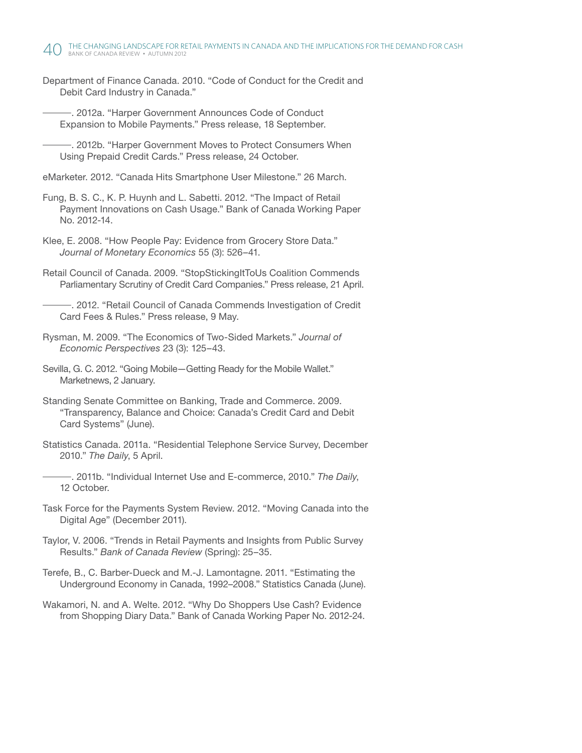Department of Finance Canada. 2010. "Code of Conduct for the Credit and Debit Card Industry in Canada."

———. 2012a. "Harper Government Announces Code of Conduct Expansion to Mobile Payments." Press release, 18 September.

———. 2012b. "Harper Government Moves to Protect Consumers When Using Prepaid Credit Cards." Press release, 24 October.

eMarketer. 2012. "Canada Hits Smartphone User Milestone." 26 March.

Fung, B. S. C., K. P. Huynh and L. Sabetti. 2012. "The Impact of Retail Payment Innovations on Cash Usage." Bank of Canada Working Paper No. 2012-14.

Klee, E. 2008. "How People Pay: Evidence from Grocery Store Data." *Journal of Monetary Economics* 55 (3): 526–41.

Retail Council of Canada. 2009. "StopStickingItToUs Coalition Commends Parliamentary Scrutiny of Credit Card Companies." Press release, 21 April.

———. 2012. "Retail Council of Canada Commends Investigation of Credit Card Fees & Rules." Press release, 9 May.

Rysman, M. 2009. "The Economics of Two-Sided Markets." *Journal of Economic Perspectives* 23 (3): 125–43.

Sevilla, G. C. 2012. "Going Mobile—Getting Ready for the Mobile Wallet." Marketnews, 2 January.

Standing Senate Committee on Banking, Trade and Commerce. 2009. "Transparency, Balance and Choice: Canada's Credit Card and Debit Card Systems" (June).

Statistics Canada. 2011a. "Residential Telephone Service Survey, December 2010." *The Daily*, 5 April.

———. 2011b. "Individual Internet Use and E-commerce, 2010." *The Daily*, 12 October.

Task Force for the Payments System Review. 2012. "Moving Canada into the Digital Age" (December 2011).

Taylor, V. 2006. "Trends in Retail Payments and Insights from Public Survey Results." *Bank of Canada Review* (Spring): 25–35.

Terefe, B., C. Barber-Dueck and M.-J. Lamontagne. 2011. "Estimating the Underground Economy in Canada, 1992–2008." Statistics Canada (June).

Wakamori, N. and A. Welte. 2012. "Why Do Shoppers Use Cash? Evidence from Shopping Diary Data." Bank of Canada Working Paper No. 2012-24.